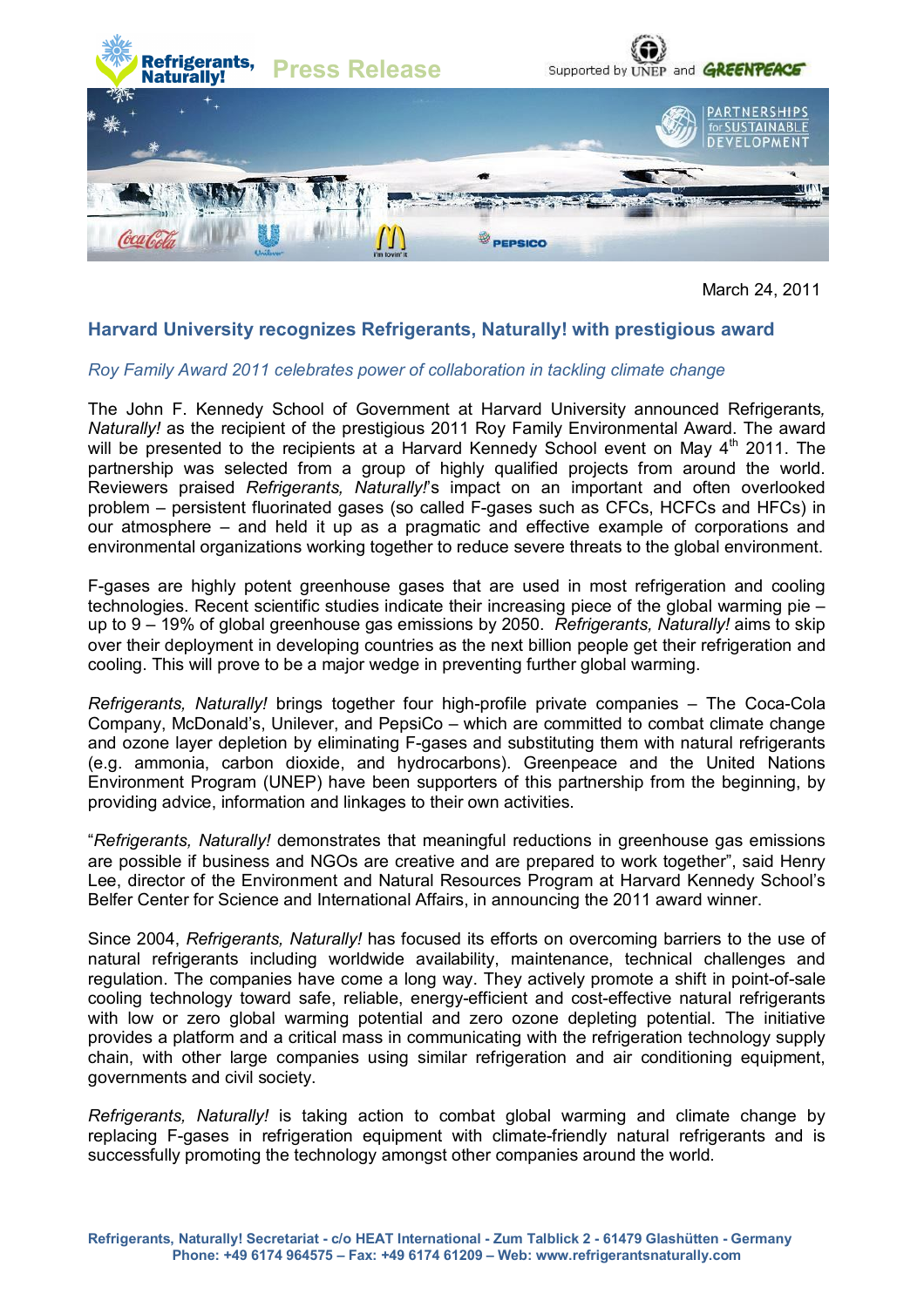Refrigerants, Naturally! **Press Release**

Supported by UNEP and GREENPEACE

PARTNERSHIPS for SUSTAINABLE DEVELOPMENT

March 24, 2011

## Harvard University recognizes Refrigerants, Naturally! with prestigious award

*Roy Family Award 2011 celebrates power of collaboration in tackling climate change*

The John F. Kennedy School of Government at Harvard University announced Refrigerants*, Naturally!* as the recipient of the prestigious 2011 Roy Family Environmental Award. The award will be presented to the recipients at a Harvard Kennedy School event on May 4th 2011. The partnership was selected from a group of highly qualified projects from around the world. Reviewers praised *Refrigerants, Naturally!*'s impact on an important and often overlooked problem – persistent fluorinated gases (so called F-gases such as CFCs, HCFCs and HFCs) in our atmosphere – and held it up as a pragmatic and effective example of corporations and environmental organizations working together to reduce severe threats to the global environment.

F-gases are highly potent greenhouse gases that are used in most refrigeration and cooling technologies. Recent scientific studies indicate their increasing piece of the global warming pie – up to 9 – 19% of global greenhouse gas emissions by 2050. *Refrigerants, Naturally!* aims to skip over their deployment in developing countries as the next billion people get their refrigeration and cooling. This will prove to be a major wedge in preventing further global warming.

*Refrigerants, Naturally!* brings together four high-profile private companies – The Coca-Cola Company, McDonald's, Unilever, and PepsiCo – which are committed to combat climate change and ozone layer depletion by eliminating F-gases and substituting them with natural refrigerants (e.g. ammonia, carbon dioxide, and hydrocarbons). Greenpeace and the United Nations Environment Program (UNEP) have been supporters of this partnership from the beginning, by providing advice, information and linkages to their own activities.

"*Refrigerants, Naturally!* demonstrates that meaningful reductions in greenhouse gas emissions are possible if business and NGOs are creative and are prepared to work together", said Henry Lee, director of the Environment and Natural Resources Program at Harvard Kennedy School's Belfer Center for Science and International Affairs, in announcing the 2011 award winner.

Since 2004, *Refrigerants, Naturally!* has focused its efforts on overcoming barriers to the use of natural refrigerants including worldwide availability, maintenance, technical challenges and regulation. The companies have come a long way. They actively promote a shift in point-of-sale cooling technology toward safe, reliable, energy-efficient and cost-effective natural refrigerants with low or zero global warming potential and zero ozone depleting potential. The initiative provides a platform and a critical mass in communicating with the refrigeration technology supply chain, with other large companies using similar refrigeration and air conditioning equipment, governments and civil society.

*Refrigerants, Naturally!* is taking action to combat global warming and climate change by replacing F-gases in refrigeration equipment with climate-friendly natural refrigerants and is successfully promoting the technology amongst other companies around the world.

**Refrigerants, Naturally! Secretariat - c/o HEAT International - Zum Talblick 2 - 61479 Glashütten - Germany**
**Phone: +49 6174 964575 – Fax: +49 6174 61209 – Web: www.refrigerantsnaturally.com**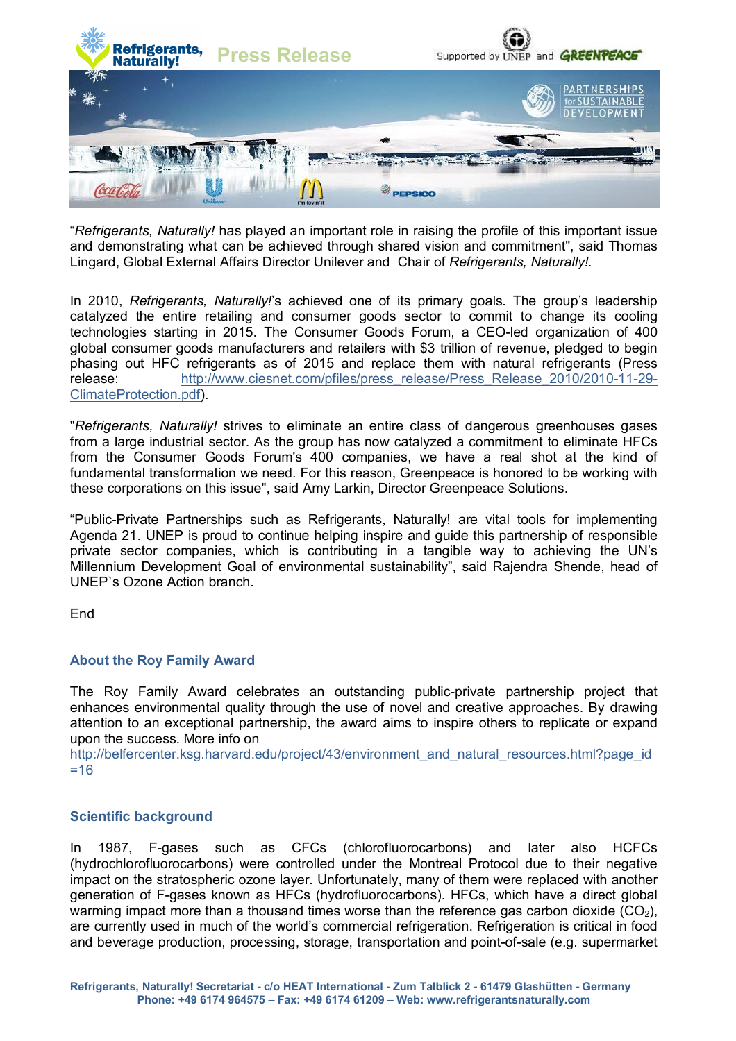"*Refrigerants, Naturally!* has played an important role in raising the profile of this important issue and demonstrating what can be achieved through shared vision and commitment", said Thomas Lingard, Global External Affairs Director Unilever and Chair of *Refrigerants, Naturally!*.

In 2010, *Refrigerants, Naturally!*'s achieved one of its primary goals. The group's leadership catalyzed the entire retailing and consumer goods sector to commit to change its cooling technologies starting in 2015. The Consumer Goods Forum, a CEO-led organization of 400 global consumer goods manufacturers and retailers with $3 trillion of revenue, pledged to begin phasing out HFC refrigerants as of 2015 and replace them with natural refrigerants (Press release: http://www.ciesnet.com/pfiles/press_release/Press_Release_2010/2010-11-29-ClimateProtection.pdf).

"*Refrigerants, Naturally!* strives to eliminate an entire class of dangerous greenhouses gases from a large industrial sector. As the group has now catalyzed a commitment to eliminate HFCs from the Consumer Goods Forum's 400 companies, we have a real shot at the kind of fundamental transformation we need. For this reason, Greenpeace is honored to be working with these corporations on this issue", said Amy Larkin, Director Greenpeace Solutions.

"Public-Private Partnerships such as Refrigerants, Naturally! are vital tools for implementing Agenda 21. UNEP is proud to continue helping inspire and guide this partnership of responsible private sector companies, which is contributing in a tangible way to achieving the UN's Millennium Development Goal of environmental sustainability", said Rajendra Shende, head of UNEP`s Ozone Action branch.

End

## About the Roy Family Award

The Roy Family Award celebrates an outstanding public-private partnership project that enhances environmental quality through the use of novel and creative approaches. By drawing attention to an exceptional partnership, the award aims to inspire others to replicate or expand upon the success. More info on http://belfercenter.ksg.harvard.edu/project/43/environment_and_natural_resources.html?page_id=16

## Scientific background

In 1987, F-gases such as CFCs (chlorofluorocarbons) and later also HCFCs (hydrochlorofluorocarbons) were controlled under the Montreal Protocol due to their negative impact on the stratospheric ozone layer. Unfortunately, many of them were replaced with another generation of F-gases known as HFCs (hydrofluorocarbons). HFCs, which have a direct global warming impact more than a thousand times worse than the reference gas carbon dioxide ($CO_2$), are currently used in much of the world's commercial refrigeration. Refrigeration is critical in food and beverage production, processing, storage, transportation and point-of-sale (e.g. supermarket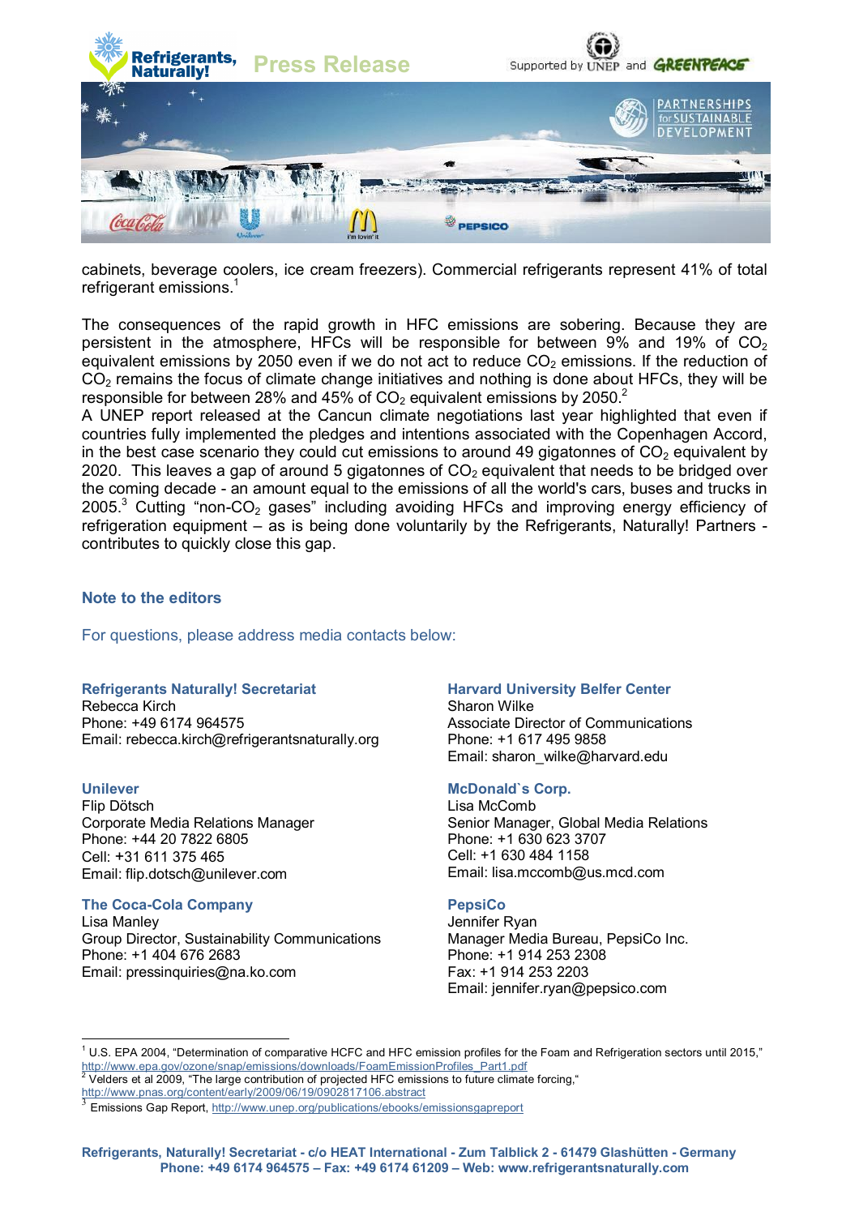cabinets, beverage coolers, ice cream freezers). Commercial refrigerants represent 41% of total refrigerant emissions.[1]

The consequences of the rapid growth in HFC emissions are sobering. Because they are persistent in the atmosphere, HFCs will be responsible for between 9% and 19% of $CO_2$ equivalent emissions by 2050 even if we do not act to reduce $CO_2$ emissions. If the reduction of $CO_2$ remains the focus of climate change initiatives and nothing is done about HFCs, they will be responsible for between 28% and 45% of $CO_2$ equivalent emissions by 2050.[2]
A UNEP report released at the Cancun climate negotiations last year highlighted that even if countries fully implemented the pledges and intentions associated with the Copenhagen Accord, in the best case scenario they could cut emissions to around 49 gigatonnes of $CO_2$ equivalent by 2020. This leaves a gap of around 5 gigatonnes of $CO_2$ equivalent that needs to be bridged over the coming decade - an amount equal to the emissions of all the world's cars, buses and trucks in 2005.[3] Cutting "non-$CO_2$ gases" including avoiding HFCs and improving energy efficiency of refrigeration equipment – as is being done voluntarily by the Refrigerants, Naturally! Partners - contributes to quickly close this gap.

## Note to the editors

For questions, please address media contacts below:

**Refrigerants Naturally! Secretariat**
Rebecca Kirch
Phone: +49 6174 964575
Email: rebecca.kirch@refrigerantsnaturally.org

**Unilever**
Flip Dötsch
Corporate Media Relations Manager
Phone: +44 20 7822 6805
Cell: +31 611 375 465
Email: flip.dotsch@unilever.com

**The Coca-Cola Company**
Lisa Manley
Group Director, Sustainability Communications
Phone: +1 404 676 2683
Email: pressinquiries@na.ko.com

**Harvard University Belfer Center**
Sharon Wilke
Associate Director of Communications
Phone: +1 617 495 9858
Email: sharon_wilke@harvard.edu

**McDonald`s Corp.**
Lisa McComb
Senior Manager, Global Media Relations
Phone: +1 630 623 3707
Cell: +1 630 484 1158
Email: lisa.mccomb@us.mcd.com

**PepsiCo**
Jennifer Ryan
Manager Media Bureau, PepsiCo Inc.
Phone: +1 914 253 2308
Fax: +1 914 253 2203
Email: jennifer.ryan@pepsico.com

---

[1] U.S. EPA 2004, "Determination of comparative HCFC and HFC emission profiles for the Foam and Refrigeration sectors until 2015," http://www.epa.gov/ozone/snap/emissions/downloads/FoamEmissionProfiles_Part1.pdf
[2] Velders et al 2009, "The large contribution of projected HFC emissions to future climate forcing," http://www.pnas.org/content/early/2009/06/19/0902817106.abstract
[3] Emissions Gap Report, http://www.unep.org/publications/ebooks/emissionsgapreport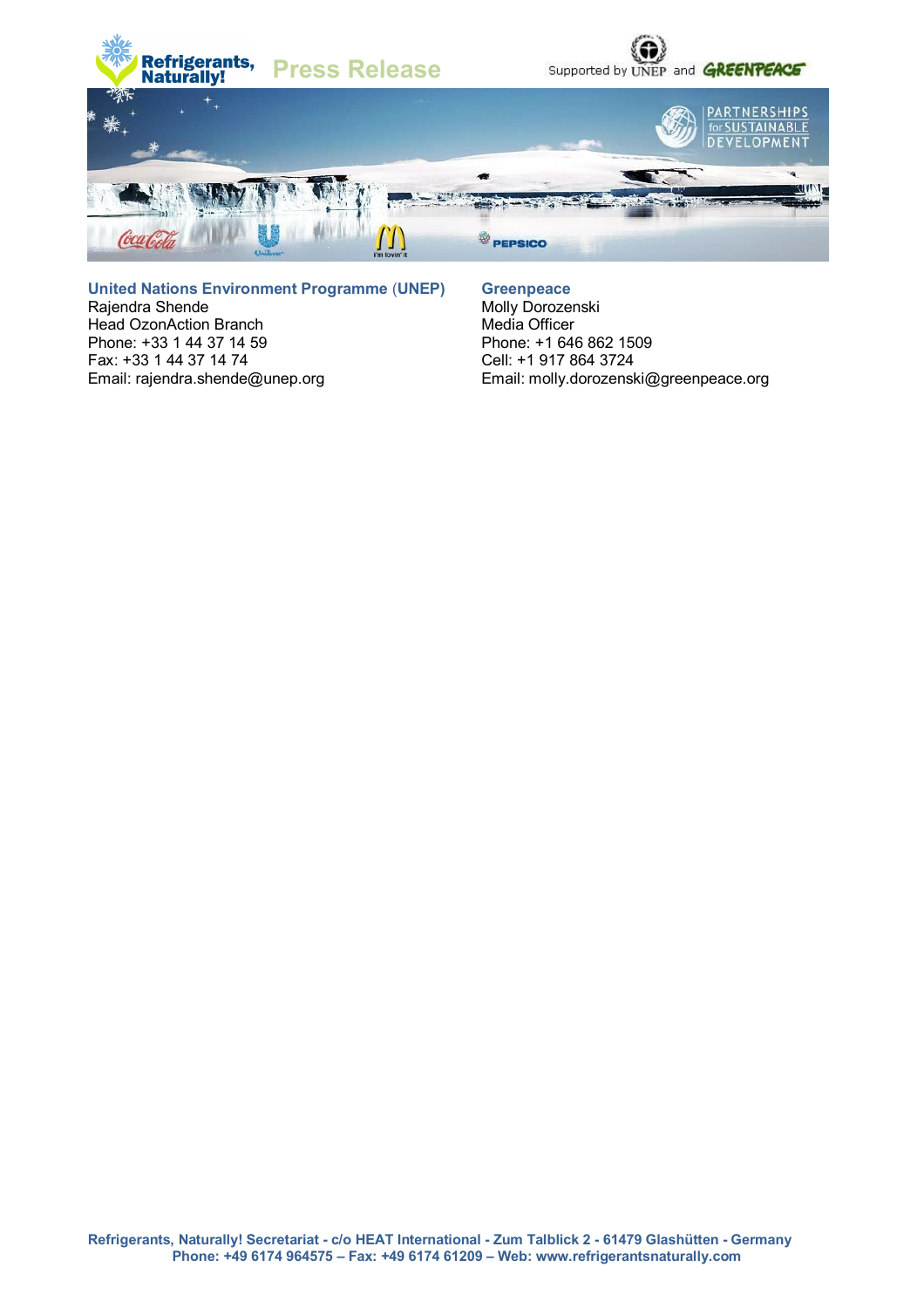**United Nations Environment Programme (UNEP)**
Rajendra Shende
Head OzonAction Branch
Phone: +33 1 44 37 14 59
Fax: +33 1 44 37 14 74
Email: rajendra.shende@unep.org

**Greenpeace**
Molly Dorozenski
Media Officer
Phone: +1 646 862 1509
Cell: +1 917 864 3724
Email: molly.dorozenski@greenpeace.org